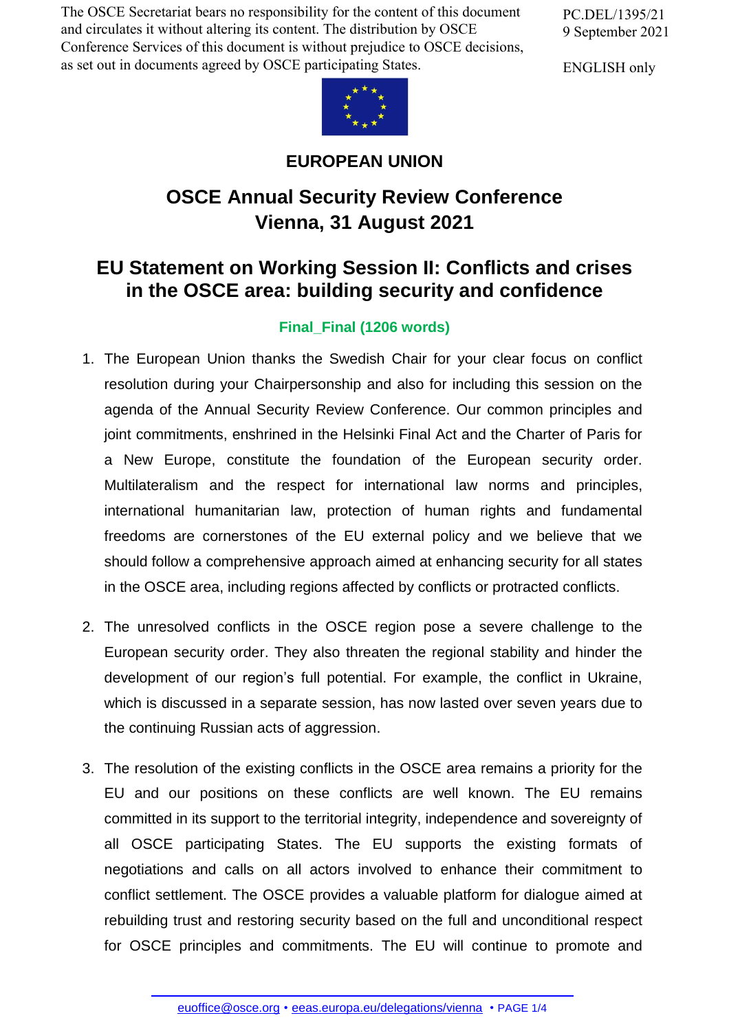The OSCE Secretariat bears no responsibility for the content of this document and circulates it without altering its content. The distribution by OSCE Conference Services of this document is without prejudice to OSCE decisions, as set out in documents agreed by OSCE participating States.

PC.DEL/1395/21
9 September 2021

ENGLISH only

**EUROPEAN UNION**

# OSCE Annual Security Review Conference
# Vienna, 31 August 2021

## EU Statement on Working Session II: Conflicts and crises in the OSCE area: building security and confidence

**Final_Final (1206 words)**

1. The European Union thanks the Swedish Chair for your clear focus on conflict resolution during your Chairpersonship and also for including this session on the agenda of the Annual Security Review Conference. Our common principles and joint commitments, enshrined in the Helsinki Final Act and the Charter of Paris for a New Europe, constitute the foundation of the European security order. Multilateralism and the respect for international law norms and principles, international humanitarian law, protection of human rights and fundamental freedoms are cornerstones of the EU external policy and we believe that we should follow a comprehensive approach aimed at enhancing security for all states in the OSCE area, including regions affected by conflicts or protracted conflicts.

2. The unresolved conflicts in the OSCE region pose a severe challenge to the European security order. They also threaten the regional stability and hinder the development of our region's full potential. For example, the conflict in Ukraine, which is discussed in a separate session, has now lasted over seven years due to the continuing Russian acts of aggression.

3. The resolution of the existing conflicts in the OSCE area remains a priority for the EU and our positions on these conflicts are well known. The EU remains committed in its support to the territorial integrity, independence and sovereignty of all OSCE participating States. The EU supports the existing formats of negotiations and calls on all actors involved to enhance their commitment to conflict settlement. The OSCE provides a valuable platform for dialogue aimed at rebuilding trust and restoring security based on the full and unconditional respect for OSCE principles and commitments. The EU will continue to promote and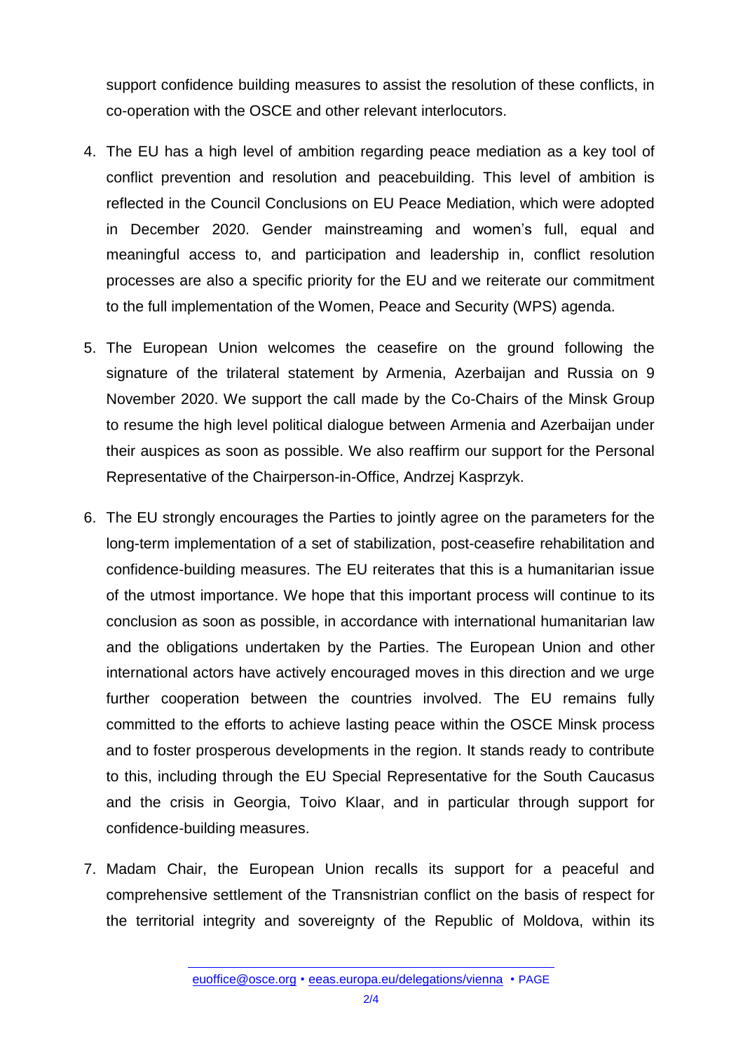support confidence building measures to assist the resolution of these conflicts, in co-operation with the OSCE and other relevant interlocutors.

4. The EU has a high level of ambition regarding peace mediation as a key tool of conflict prevention and resolution and peacebuilding. This level of ambition is reflected in the Council Conclusions on EU Peace Mediation, which were adopted in December 2020. Gender mainstreaming and women's full, equal and meaningful access to, and participation and leadership in, conflict resolution processes are also a specific priority for the EU and we reiterate our commitment to the full implementation of the Women, Peace and Security (WPS) agenda.

5. The European Union welcomes the ceasefire on the ground following the signature of the trilateral statement by Armenia, Azerbaijan and Russia on 9 November 2020. We support the call made by the Co-Chairs of the Minsk Group to resume the high level political dialogue between Armenia and Azerbaijan under their auspices as soon as possible. We also reaffirm our support for the Personal Representative of the Chairperson-in-Office, Andrzej Kasprzyk.

6. The EU strongly encourages the Parties to jointly agree on the parameters for the long-term implementation of a set of stabilization, post-ceasefire rehabilitation and confidence-building measures. The EU reiterates that this is a humanitarian issue of the utmost importance. We hope that this important process will continue to its conclusion as soon as possible, in accordance with international humanitarian law and the obligations undertaken by the Parties. The European Union and other international actors have actively encouraged moves in this direction and we urge further cooperation between the countries involved. The EU remains fully committed to the efforts to achieve lasting peace within the OSCE Minsk process and to foster prosperous developments in the region. It stands ready to contribute to this, including through the EU Special Representative for the South Caucasus and the crisis in Georgia, Toivo Klaar, and in particular through support for confidence-building measures.

7. Madam Chair, the European Union recalls its support for a peaceful and comprehensive settlement of the Transnistrian conflict on the basis of respect for the territorial integrity and sovereignty of the Republic of Moldova, within its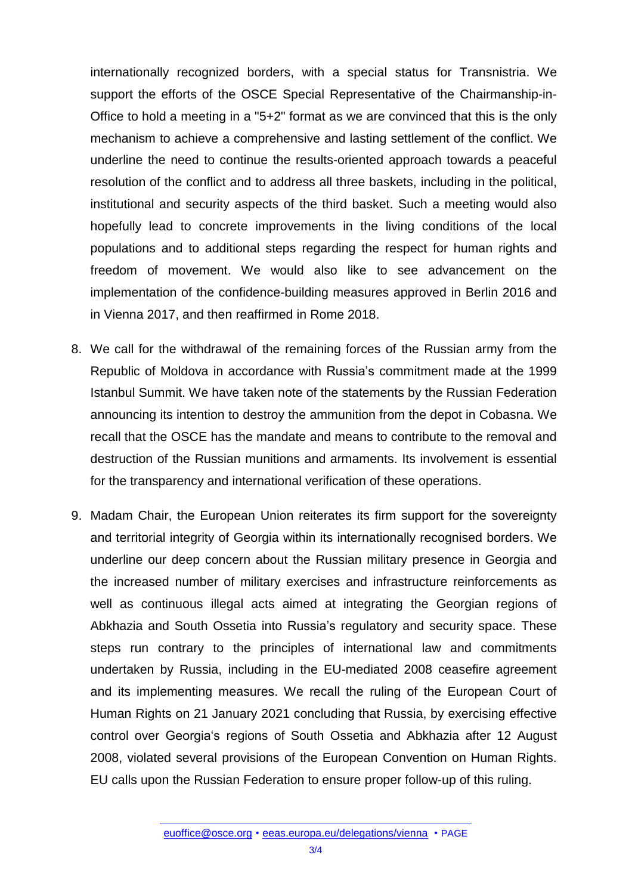internationally recognized borders, with a special status for Transnistria. We support the efforts of the OSCE Special Representative of the Chairmanship-in-Office to hold a meeting in a "5+2" format as we are convinced that this is the only mechanism to achieve a comprehensive and lasting settlement of the conflict. We underline the need to continue the results-oriented approach towards a peaceful resolution of the conflict and to address all three baskets, including in the political, institutional and security aspects of the third basket. Such a meeting would also hopefully lead to concrete improvements in the living conditions of the local populations and to additional steps regarding the respect for human rights and freedom of movement. We would also like to see advancement on the implementation of the confidence-building measures approved in Berlin 2016 and in Vienna 2017, and then reaffirmed in Rome 2018.

8. We call for the withdrawal of the remaining forces of the Russian army from the Republic of Moldova in accordance with Russia's commitment made at the 1999 Istanbul Summit. We have taken note of the statements by the Russian Federation announcing its intention to destroy the ammunition from the depot in Cobasna. We recall that the OSCE has the mandate and means to contribute to the removal and destruction of the Russian munitions and armaments. Its involvement is essential for the transparency and international verification of these operations.

9. Madam Chair, the European Union reiterates its firm support for the sovereignty and territorial integrity of Georgia within its internationally recognised borders. We underline our deep concern about the Russian military presence in Georgia and the increased number of military exercises and infrastructure reinforcements as well as continuous illegal acts aimed at integrating the Georgian regions of Abkhazia and South Ossetia into Russia's regulatory and security space. These steps run contrary to the principles of international law and commitments undertaken by Russia, including in the EU-mediated 2008 ceasefire agreement and its implementing measures. We recall the ruling of the European Court of Human Rights on 21 January 2021 concluding that Russia, by exercising effective control over Georgia's regions of South Ossetia and Abkhazia after 12 August 2008, violated several provisions of the European Convention on Human Rights. EU calls upon the Russian Federation to ensure proper follow-up of this ruling.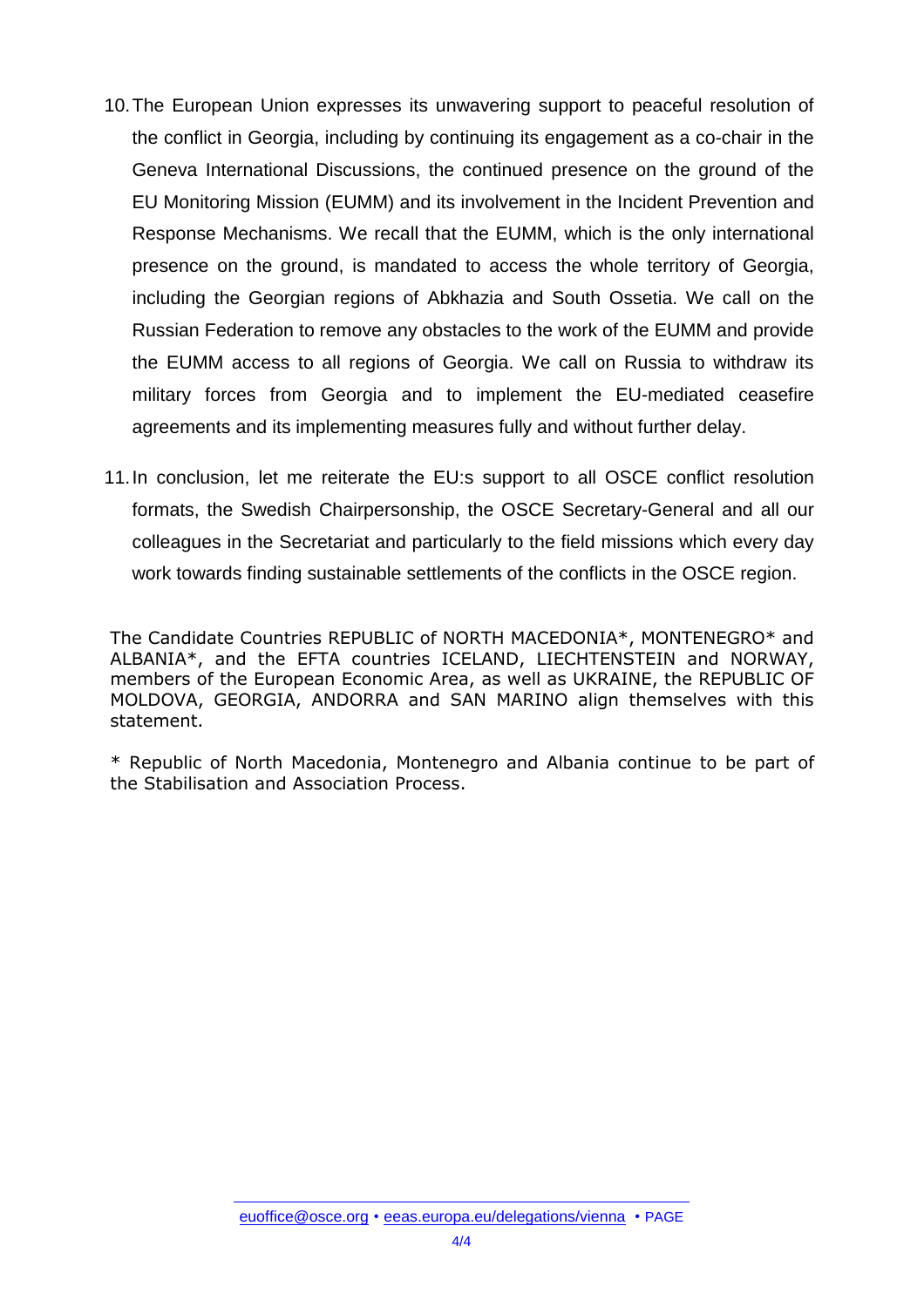10. The European Union expresses its unwavering support to peaceful resolution of the conflict in Georgia, including by continuing its engagement as a co-chair in the Geneva International Discussions, the continued presence on the ground of the EU Monitoring Mission (EUMM) and its involvement in the Incident Prevention and Response Mechanisms. We recall that the EUMM, which is the only international presence on the ground, is mandated to access the whole territory of Georgia, including the Georgian regions of Abkhazia and South Ossetia. We call on the Russian Federation to remove any obstacles to the work of the EUMM and provide the EUMM access to all regions of Georgia. We call on Russia to withdraw its military forces from Georgia and to implement the EU-mediated ceasefire agreements and its implementing measures fully and without further delay.

11. In conclusion, let me reiterate the EU:s support to all OSCE conflict resolution formats, the Swedish Chairpersonship, the OSCE Secretary-General and all our colleagues in the Secretariat and particularly to the field missions which every day work towards finding sustainable settlements of the conflicts in the OSCE region.

The Candidate Countries REPUBLIC of NORTH MACEDONIA*, MONTENEGRO* and ALBANIA*, and the EFTA countries ICELAND, LIECHTENSTEIN and NORWAY, members of the European Economic Area, as well as UKRAINE, the REPUBLIC OF MOLDOVA, GEORGIA, ANDORRA and SAN MARINO align themselves with this statement.

* Republic of North Macedonia, Montenegro and Albania continue to be part of the Stabilisation and Association Process.